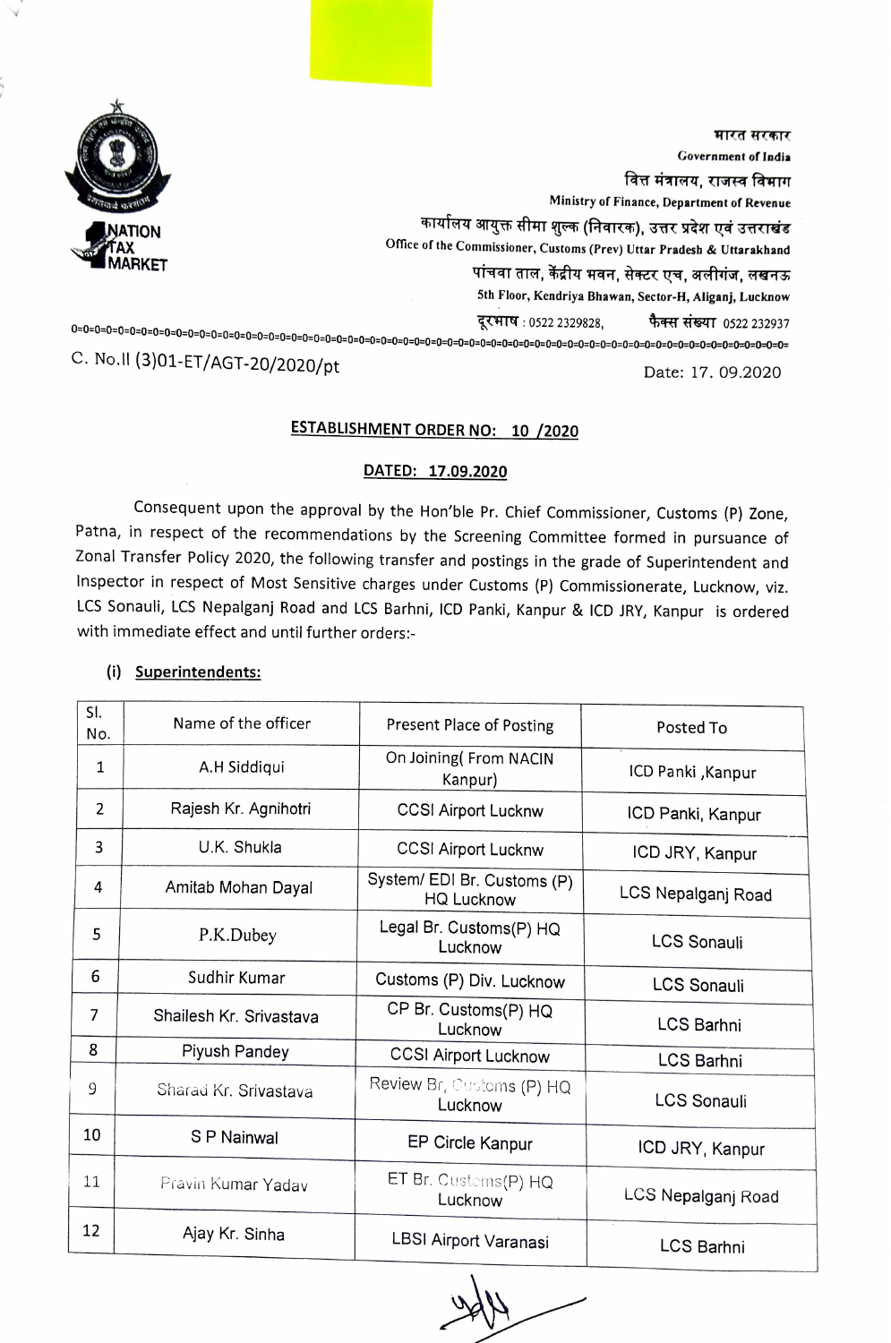भारत सरकार
Government of India
वित्त मंत्रालय, राजस्व विभाग
Ministry of Finance, Department of Revenue
कार्यालय आयुक्त सीमा शुल्क (निवारक), उत्तर प्रदेश एवं उत्तराखंड
Office of the Commissioner, Customs (Prev) Uttar Pradesh & Uttarakhand
पांचवा ताल, केंद्रीय भवन, सेक्टर एच, अलीगंज, लखनऊ
5th Floor, Kendriya Bhawan, Sector-H, Aliganj, Lucknow
दूरभाष : 0522 2329828, फैक्स संख्या 0522 232937

C. No.II (3)01-ET/AGT-20/2020/pt

Date: 17. 09.2020

**ESTABLISHMENT ORDER NO: 10 /2020**

**DATED: 17.09.2020**

Consequent upon the approval by the Hon'ble Pr. Chief Commissioner, Customs (P) Zone, Patna, in respect of the recommendations by the Screening Committee formed in pursuance of Zonal Transfer Policy 2020, the following transfer and postings in the grade of Superintendent and Inspector in respect of Most Sensitive charges under Customs (P) Commissionerate, Lucknow, viz. LCS Sonauli, LCS Nepalganj Road and LCS Barhni, ICD Panki, Kanpur & ICD JRY, Kanpur is ordered with immediate effect and until further orders:-

**(i) Superintendents:**

| Sl. No. | Name of the officer | Present Place of Posting | Posted To |
|---|---|---|---|
| 1 | A.H Siddiqui | On Joining( From NACIN Kanpur) | ICD Panki ,Kanpur |
| 2 | Rajesh Kr. Agnihotri | CCSI Airport Lucknw | ICD Panki, Kanpur |
| 3 | U.K. Shukla | CCSI Airport Lucknw | ICD JRY, Kanpur |
| 4 | Amitab Mohan Dayal | System/ EDI Br. Customs (P) HQ Lucknow | LCS Nepalganj Road |
| 5 | P.K.Dubey | Legal Br. Customs(P) HQ Lucknow | LCS Sonauli |
| 6 | Sudhir Kumar | Customs (P) Div. Lucknow | LCS Sonauli |
| 7 | Shailesh Kr. Srivastava | CP Br. Customs(P) HQ Lucknow | LCS Barhni |
| 8 | Piyush Pandey | CCSI Airport Lucknow | LCS Barhni |
| 9 | Sharad Kr. Srivastava | Review Br, Customs (P) HQ Lucknow | LCS Sonauli |
| 10 | S P Nainwal | EP Circle Kanpur | ICD JRY, Kanpur |
| 11 | Pravin Kumar Yadav | ET Br. Customs(P) HQ Lucknow | LCS Nepalganj Road |
| 12 | Ajay Kr. Sinha | LBSI Airport Varanasi | LCS Barhni |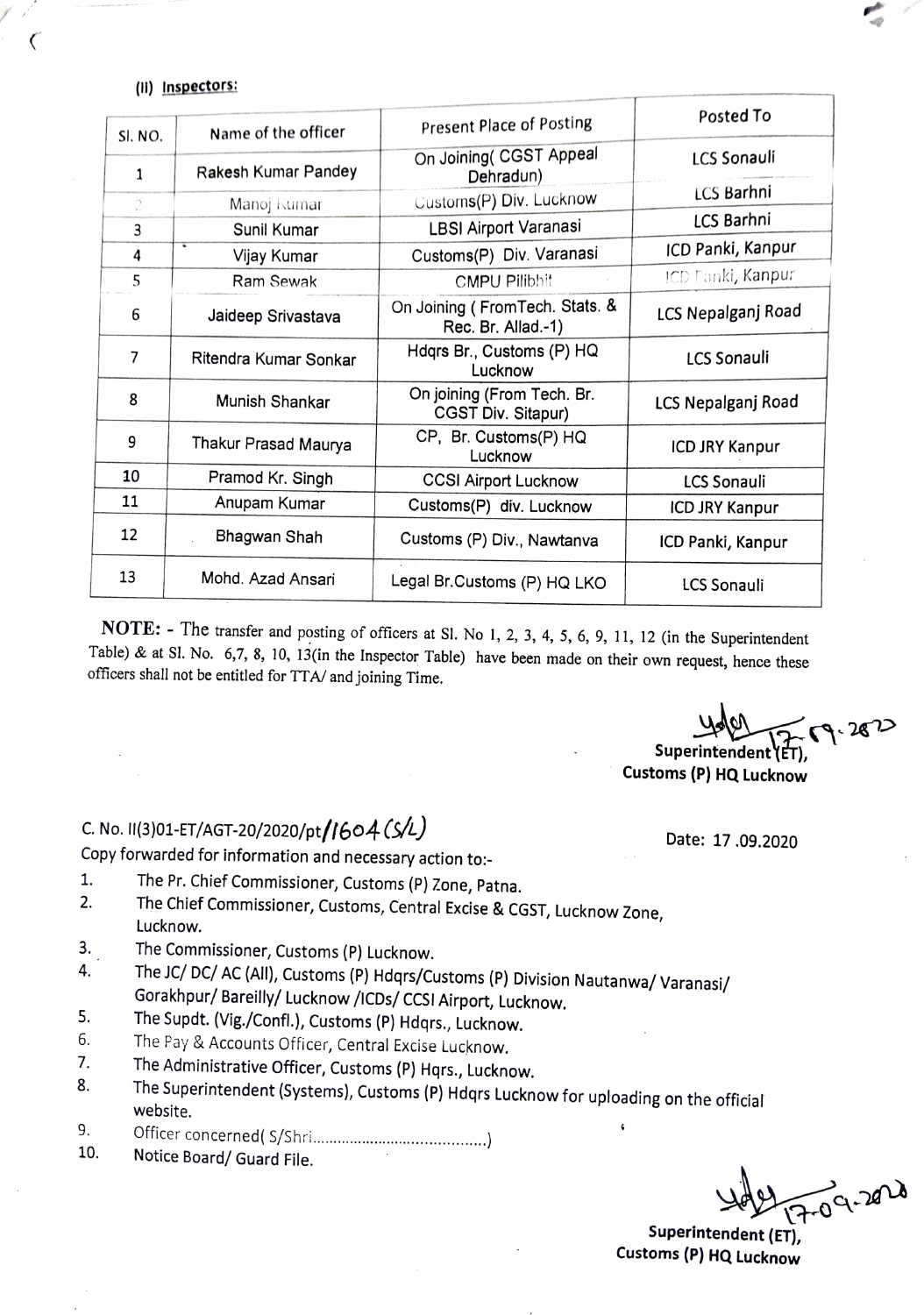## (II) Inspectors:

| Sl. NO. | Name of the officer | Present Place of Posting | Posted To |
|---|---|---|---|
| 1 | Rakesh Kumar Pandey | On Joining( CGST Appeal Dehradun) | LCS Sonauli |
| 2 | Manoj Kumar | Customs(P) Div. Lucknow | LCS Barhni |
| 3 | Sunil Kumar | LBSI Airport Varanasi | LCS Barhni |
| 4 | Vijay Kumar | Customs(P) Div. Varanasi | ICD Panki, Kanpur |
| 5 | Ram Sewak | CMPU Pilibhit | ICD Panki, Kanpur |
| 6 | Jaideep Srivastava | On Joining ( FromTech. Stats. & Rec. Br. Allad.-1) | LCS Nepalganj Road |
| 7 | Ritendra Kumar Sonkar | Hdqrs Br., Customs (P) HQ Lucknow | LCS Sonauli |
| 8 | Munish Shankar | On joining (From Tech. Br. CGST Div. Sitapur) | LCS Nepalganj Road |
| 9 | Thakur Prasad Maurya | CP, Br. Customs(P) HQ Lucknow | ICD JRY Kanpur |
| 10 | Pramod Kr. Singh | CCSI Airport Lucknow | LCS Sonauli |
| 11 | Anupam Kumar | Customs(P) div. Lucknow | ICD JRY Kanpur |
| 12 | Bhagwan Shah | Customs (P) Div., Nawtanva | ICD Panki, Kanpur |
| 13 | Mohd. Azad Ansari | Legal Br.Customs (P) HQ LKO | LCS Sonauli |

**NOTE:** - The transfer and posting of officers at Sl. No 1, 2, 3, 4, 5, 6, 9, 11, 12 (in the Superintendent Table) & at Sl. No. 6,7, 8, 10, 13(in the Inspector Table) have been made on their own request, hence these officers shall not be entitled for TTA/ and joining Time.

17.09.2020

**Superintendent (ET),**
**Customs (P) HQ Lucknow**

C. No. II(3)01-ET/AGT-20/2020/pt/1604 (S/L)

Date: 17 .09.2020

Copy forwarded for information and necessary action to:-

1. The Pr. Chief Commissioner, Customs (P) Zone, Patna.
2. The Chief Commissioner, Customs, Central Excise & CGST, Lucknow Zone, Lucknow.
3. The Commissioner, Customs (P) Lucknow.
4. The JC/ DC/ AC (All), Customs (P) Hdqrs/Customs (P) Division Nautanwa/ Varanasi/ Gorakhpur/ Bareilly/ Lucknow /ICDs/ CCSI Airport, Lucknow.
5. The Supdt. (Vig./Confl.), Customs (P) Hdqrs., Lucknow.
6. The Pay & Accounts Officer, Central Excise Lucknow.
7. The Administrative Officer, Customs (P) Hqrs., Lucknow.
8. The Superintendent (Systems), Customs (P) Hdqrs Lucknow for uploading on the official website.
9. Officer concerned( S/Shri.........................................)
10. Notice Board/ Guard File.

17-09-2020

**Superintendent (ET),**
**Customs (P) HQ Lucknow**